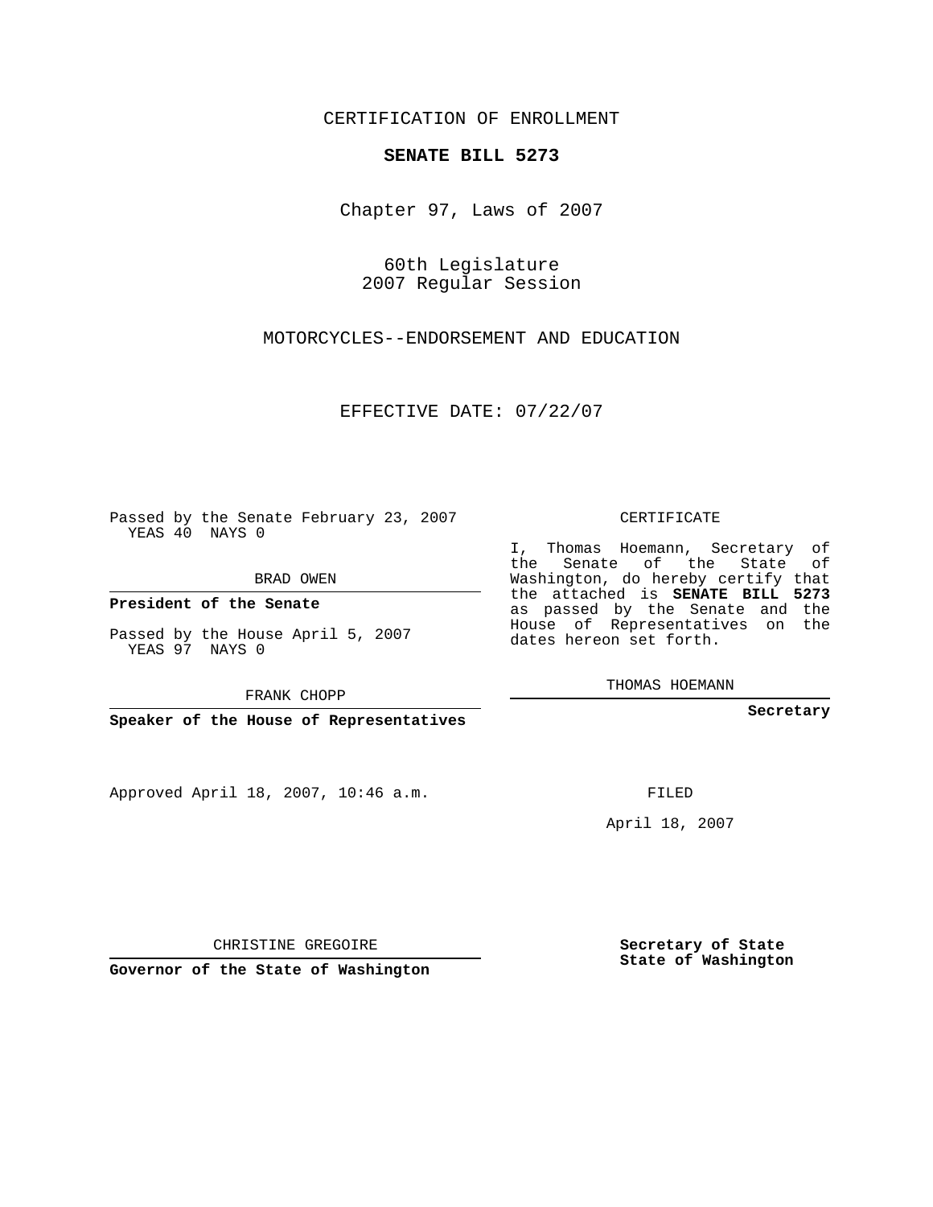CERTIFICATION OF ENROLLMENT

**SENATE BILL 5273**

Chapter 97, Laws of 2007

60th Legislature
2007 Regular Session

MOTORCYCLES--ENDORSEMENT AND EDUCATION

EFFECTIVE DATE: 07/22/07

Passed by the Senate February 23, 2007
YEAS 40 NAYS 0

BRAD OWEN

**President of the Senate**

Passed by the House April 5, 2007
YEAS 97 NAYS 0

FRANK CHOPP

**Speaker of the House of Representatives**

Approved April 18, 2007, 10:46 a.m.

CHRISTINE GREGOIRE

**Governor of the State of Washington**

CERTIFICATE

I, Thomas Hoemann, Secretary of the Senate of the State of Washington, do hereby certify that the attached is **SENATE BILL 5273** as passed by the Senate and the House of Representatives on the dates hereon set forth.

THOMAS HOEMANN

**Secretary**

FILED

April 18, 2007

**Secretary of State**
**State of Washington**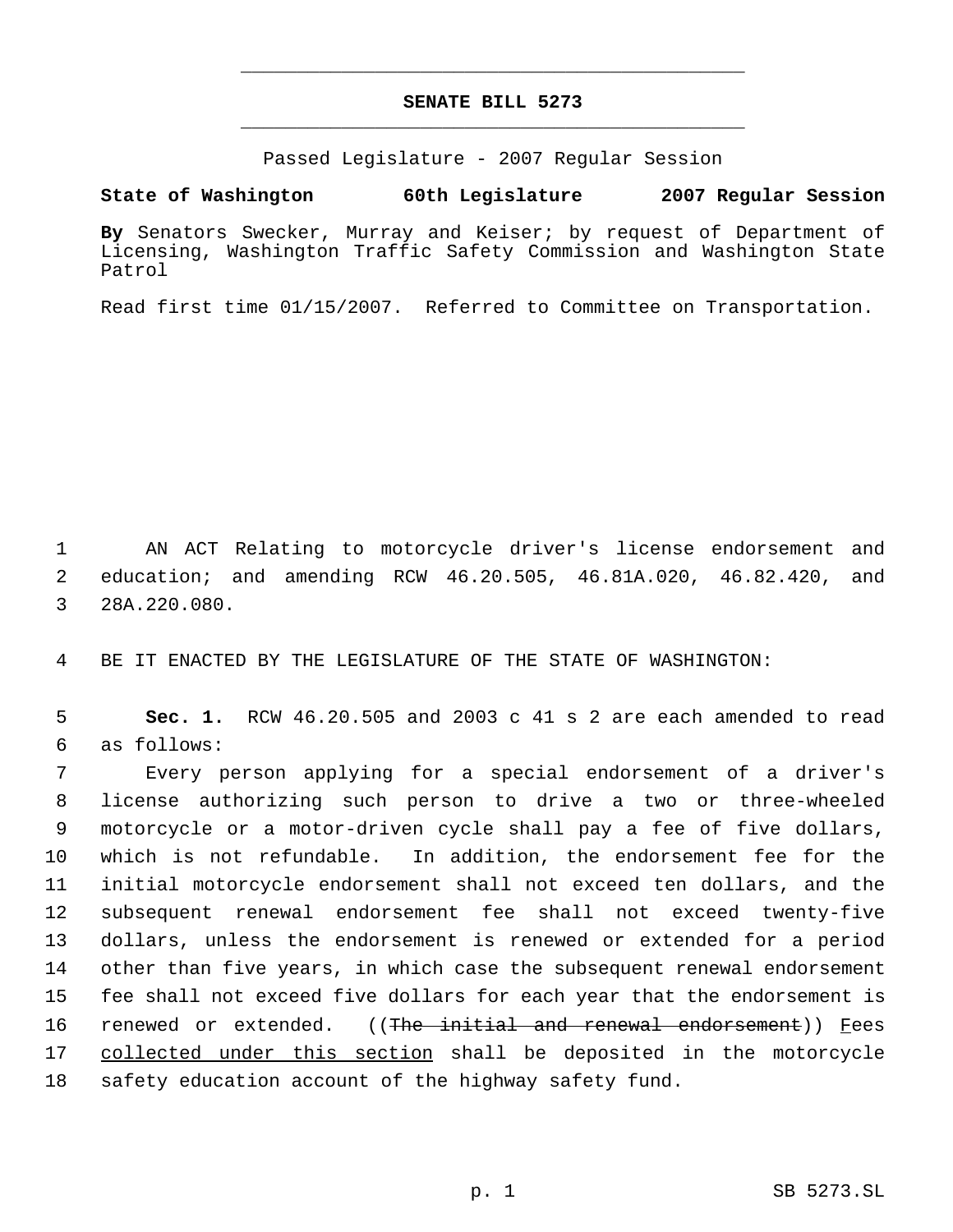# SENATE BILL 5273

Passed Legislature - 2007 Regular Session

**State of Washington 60th Legislature 2007 Regular Session**

**By** Senators Swecker, Murray and Keiser; by request of Department of Licensing, Washington Traffic Safety Commission and Washington State Patrol

Read first time 01/15/2007. Referred to Committee on Transportation.

AN ACT Relating to motorcycle driver's license endorsement and education; and amending RCW 46.20.505, 46.81A.020, 46.82.420, and 28A.220.080.

BE IT ENACTED BY THE LEGISLATURE OF THE STATE OF WASHINGTON:

**Sec. 1.** RCW 46.20.505 and 2003 c 41 s 2 are each amended to read as follows:

Every person applying for a special endorsement of a driver's license authorizing such person to drive a two or three-wheeled motorcycle or a motor-driven cycle shall pay a fee of five dollars, which is not refundable. In addition, the endorsement fee for the initial motorcycle endorsement shall not exceed ten dollars, and the subsequent renewal endorsement fee shall not exceed twenty-five dollars, unless the endorsement is renewed or extended for a period other than five years, in which case the subsequent renewal endorsement fee shall not exceed five dollars for each year that the endorsement is renewed or extended. ((~~The initial and renewal endorsement~~)) <u>F</u>ees <u>collected under this section</u> shall be deposited in the motorcycle safety education account of the highway safety fund.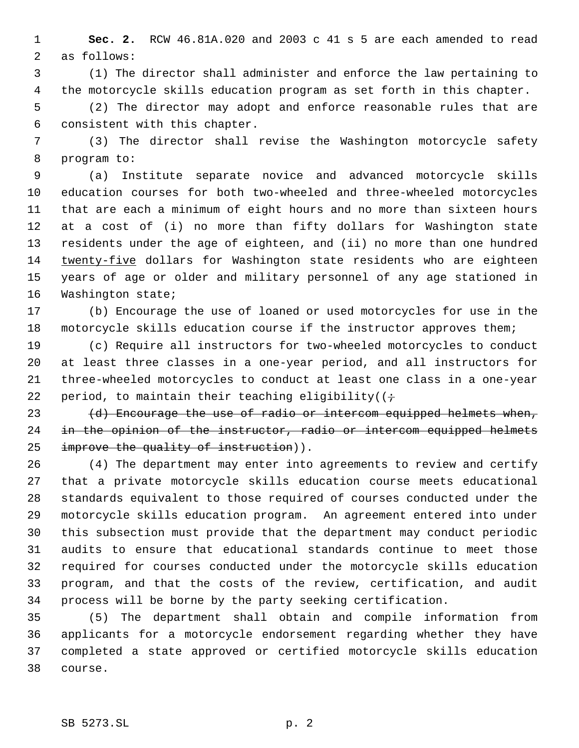**Sec. 2.** RCW 46.81A.020 and 2003 c 41 s 5 are each amended to read as follows:

(1) The director shall administer and enforce the law pertaining to the motorcycle skills education program as set forth in this chapter.

(2) The director may adopt and enforce reasonable rules that are consistent with this chapter.

(3) The director shall revise the Washington motorcycle safety program to:

(a) Institute separate novice and advanced motorcycle skills education courses for both two-wheeled and three-wheeled motorcycles that are each a minimum of eight hours and no more than sixteen hours at a cost of (i) no more than fifty dollars for Washington state residents under the age of eighteen, and (ii) no more than one hundred <u>twenty-five</u> dollars for Washington state residents who are eighteen years of age or older and military personnel of any age stationed in Washington state;

(b) Encourage the use of loaned or used motorcycles for use in the motorcycle skills education course if the instructor approves them;

(c) Require all instructors for two-wheeled motorcycles to conduct at least three classes in a one-year period, and all instructors for three-wheeled motorcycles to conduct at least one class in a one-year period, to maintain their teaching eligibility((~~;~~

~~(d) Encourage the use of radio or intercom equipped helmets when, in the opinion of the instructor, radio or intercom equipped helmets improve the quality of instruction~~)).

(4) The department may enter into agreements to review and certify that a private motorcycle skills education course meets educational standards equivalent to those required of courses conducted under the motorcycle skills education program. An agreement entered into under this subsection must provide that the department may conduct periodic audits to ensure that educational standards continue to meet those required for courses conducted under the motorcycle skills education program, and that the costs of the review, certification, and audit process will be borne by the party seeking certification.

(5) The department shall obtain and compile information from applicants for a motorcycle endorsement regarding whether they have completed a state approved or certified motorcycle skills education course.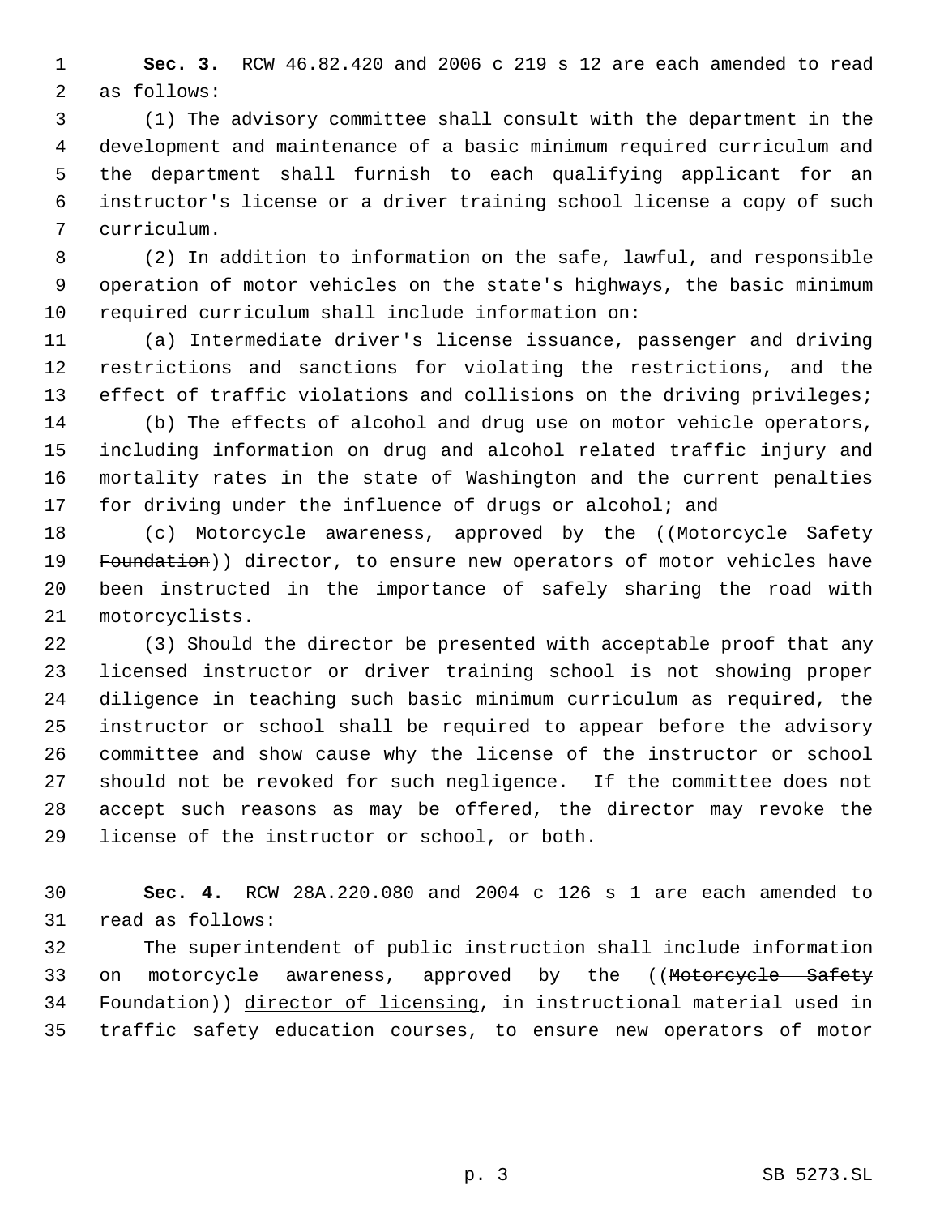**Sec. 3.** RCW 46.82.420 and 2006 c 219 s 12 are each amended to read as follows:

(1) The advisory committee shall consult with the department in the development and maintenance of a basic minimum required curriculum and the department shall furnish to each qualifying applicant for an instructor's license or a driver training school license a copy of such curriculum.

(2) In addition to information on the safe, lawful, and responsible operation of motor vehicles on the state's highways, the basic minimum required curriculum shall include information on:

(a) Intermediate driver's license issuance, passenger and driving restrictions and sanctions for violating the restrictions, and the effect of traffic violations and collisions on the driving privileges;

(b) The effects of alcohol and drug use on motor vehicle operators, including information on drug and alcohol related traffic injury and mortality rates in the state of Washington and the current penalties for driving under the influence of drugs or alcohol; and

(c) Motorcycle awareness, approved by the ((~~Motorcycle Safety Foundation~~)) <u>director</u>, to ensure new operators of motor vehicles have been instructed in the importance of safely sharing the road with motorcyclists.

(3) Should the director be presented with acceptable proof that any licensed instructor or driver training school is not showing proper diligence in teaching such basic minimum curriculum as required, the instructor or school shall be required to appear before the advisory committee and show cause why the license of the instructor or school should not be revoked for such negligence. If the committee does not accept such reasons as may be offered, the director may revoke the license of the instructor or school, or both.

**Sec. 4.** RCW 28A.220.080 and 2004 c 126 s 1 are each amended to read as follows:

The superintendent of public instruction shall include information on motorcycle awareness, approved by the ((~~Motorcycle Safety Foundation~~)) <u>director of licensing</u>, in instructional material used in traffic safety education courses, to ensure new operators of motor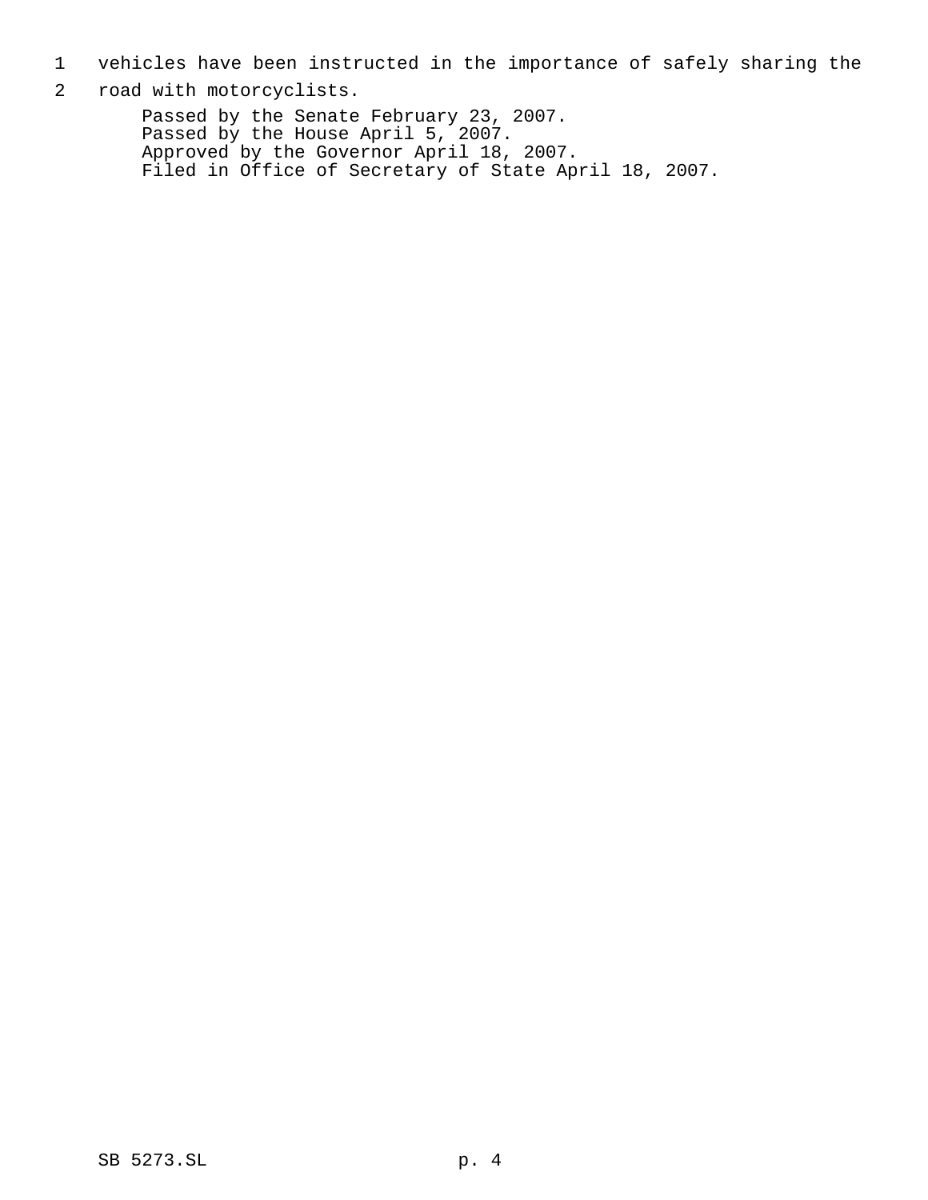vehicles have been instructed in the importance of safely sharing the road with motorcyclists.

Passed by the Senate February 23, 2007.
Passed by the House April 5, 2007.
Approved by the Governor April 18, 2007.
Filed in Office of Secretary of State April 18, 2007.